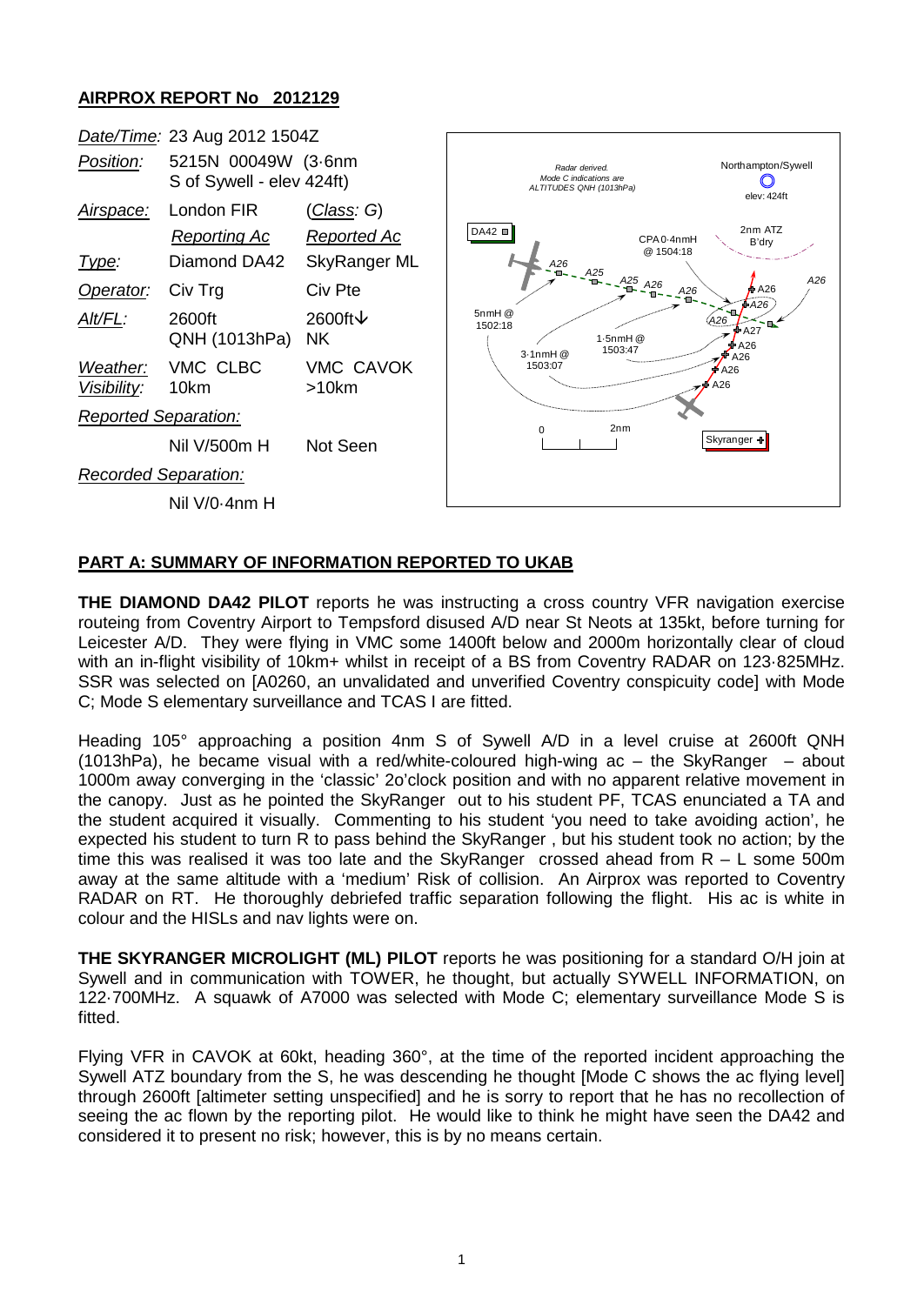## AIRPROX REPORT No 2012129

| | | |
|---|---|---|
| *Date/Time:* | 23 Aug 2012 1504Z | |
| *Position:* | 5215N 00049W (3·6nm S of Sywell - elev 424ft) | |
| *Airspace:* | London FIR | (*Class*: G) |
| | *Reporting Ac* | *Reported Ac* |
| *Type:* | Diamond DA42 | SkyRanger ML |
| *Operator:* | Civ Trg | Civ Pte |
| *Alt/FL:* | 2600ft QNH (1013hPa) | 2600ft↓ NK |
| *Weather:* | VMC CLBC | VMC CAVOK |
| *Visibility:* | 10km | >10km |
| *Reported Separation:* | | |
| | Nil V/500m H | Not Seen |
| *Recorded Separation:* | | |
| | Nil V/0·4nm H | |

Radar derived. Mode C indications are ALTITUDES QNH (1013hPa)

Northampton/Sywell elev: 424ft

2nm ATZ B'dry

DA42 | CPA 0·4nmH @ 1504:18 | 5nmH @ 1502:18 | 3·1nmH @ 1503:07 | 1·5nmH @ 1503:47 | Skyranger

A26 A25 A25 A26 A26 A26 A26 A27 A26 A26 A26 A26

0 — 2nm

## PART A: SUMMARY OF INFORMATION REPORTED TO UKAB

**THE DIAMOND DA42 PILOT** reports he was instructing a cross country VFR navigation exercise routeing from Coventry Airport to Tempsford disused A/D near St Neots at 135kt, before turning for Leicester A/D. They were flying in VMC some 1400ft below and 2000m horizontally clear of cloud with an in-flight visibility of 10km+ whilst in receipt of a BS from Coventry RADAR on 123·825MHz. SSR was selected on [A0260, an unvalidated and unverified Coventry conspicuity code] with Mode C; Mode S elementary surveillance and TCAS I are fitted.

Heading 105° approaching a position 4nm S of Sywell A/D in a level cruise at 2600ft QNH (1013hPa), he became visual with a red/white-coloured high-wing ac – the SkyRanger – about 1000m away converging in the 'classic' 2o'clock position and with no apparent relative movement in the canopy. Just as he pointed the SkyRanger out to his student PF, TCAS enunciated a TA and the student acquired it visually. Commenting to his student 'you need to take avoiding action', he expected his student to turn R to pass behind the SkyRanger, but his student took no action; by the time this was realised it was too late and the SkyRanger crossed ahead from R – L some 500m away at the same altitude with a 'medium' Risk of collision. An Airprox was reported to Coventry RADAR on RT. He thoroughly debriefed traffic separation following the flight. His ac is white in colour and the HISLs and nav lights were on.

**THE SKYRANGER MICROLIGHT (ML) PILOT** reports he was positioning for a standard O/H join at Sywell and in communication with TOWER, he thought, but actually SYWELL INFORMATION, on 122·700MHz. A squawk of A7000 was selected with Mode C; elementary surveillance Mode S is fitted.

Flying VFR in CAVOK at 60kt, heading 360°, at the time of the reported incident approaching the Sywell ATZ boundary from the S, he was descending he thought [Mode C shows the ac flying level] through 2600ft [altimeter setting unspecified] and he is sorry to report that he has no recollection of seeing the ac flown by the reporting pilot. He would like to think he might have seen the DA42 and considered it to present no risk; however, this is by no means certain.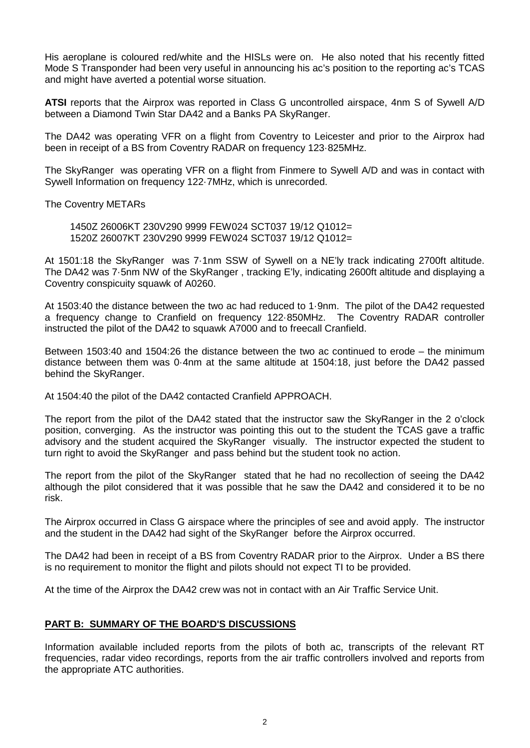His aeroplane is coloured red/white and the HISLs were on. He also noted that his recently fitted Mode S Transponder had been very useful in announcing his ac's position to the reporting ac's TCAS and might have averted a potential worse situation.

**ATSI** reports that the Airprox was reported in Class G uncontrolled airspace, 4nm S of Sywell A/D between a Diamond Twin Star DA42 and a Banks PA SkyRanger.

The DA42 was operating VFR on a flight from Coventry to Leicester and prior to the Airprox had been in receipt of a BS from Coventry RADAR on frequency 123·825MHz.

The SkyRanger was operating VFR on a flight from Finmere to Sywell A/D and was in contact with Sywell Information on frequency 122·7MHz, which is unrecorded.

The Coventry METARs

1450Z 26006KT 230V290 9999 FEW024 SCT037 19/12 Q1012=
1520Z 26007KT 230V290 9999 FEW024 SCT037 19/12 Q1012=

At 1501:18 the SkyRanger was 7·1nm SSW of Sywell on a NE'ly track indicating 2700ft altitude. The DA42 was 7·5nm NW of the SkyRanger , tracking E'ly, indicating 2600ft altitude and displaying a Coventry conspicuity squawk of A0260.

At 1503:40 the distance between the two ac had reduced to 1·9nm. The pilot of the DA42 requested a frequency change to Cranfield on frequency 122·850MHz. The Coventry RADAR controller instructed the pilot of the DA42 to squawk A7000 and to freecall Cranfield.

Between 1503:40 and 1504:26 the distance between the two ac continued to erode – the minimum distance between them was 0·4nm at the same altitude at 1504:18, just before the DA42 passed behind the SkyRanger.

At 1504:40 the pilot of the DA42 contacted Cranfield APPROACH.

The report from the pilot of the DA42 stated that the instructor saw the SkyRanger in the 2 o'clock position, converging. As the instructor was pointing this out to the student the TCAS gave a traffic advisory and the student acquired the SkyRanger visually. The instructor expected the student to turn right to avoid the SkyRanger and pass behind but the student took no action.

The report from the pilot of the SkyRanger stated that he had no recollection of seeing the DA42 although the pilot considered that it was possible that he saw the DA42 and considered it to be no risk.

The Airprox occurred in Class G airspace where the principles of see and avoid apply. The instructor and the student in the DA42 had sight of the SkyRanger before the Airprox occurred.

The DA42 had been in receipt of a BS from Coventry RADAR prior to the Airprox. Under a BS there is no requirement to monitor the flight and pilots should not expect TI to be provided.

At the time of the Airprox the DA42 crew was not in contact with an Air Traffic Service Unit.

## PART B: SUMMARY OF THE BOARD'S DISCUSSIONS

Information available included reports from the pilots of both ac, transcripts of the relevant RT frequencies, radar video recordings, reports from the air traffic controllers involved and reports from the appropriate ATC authorities.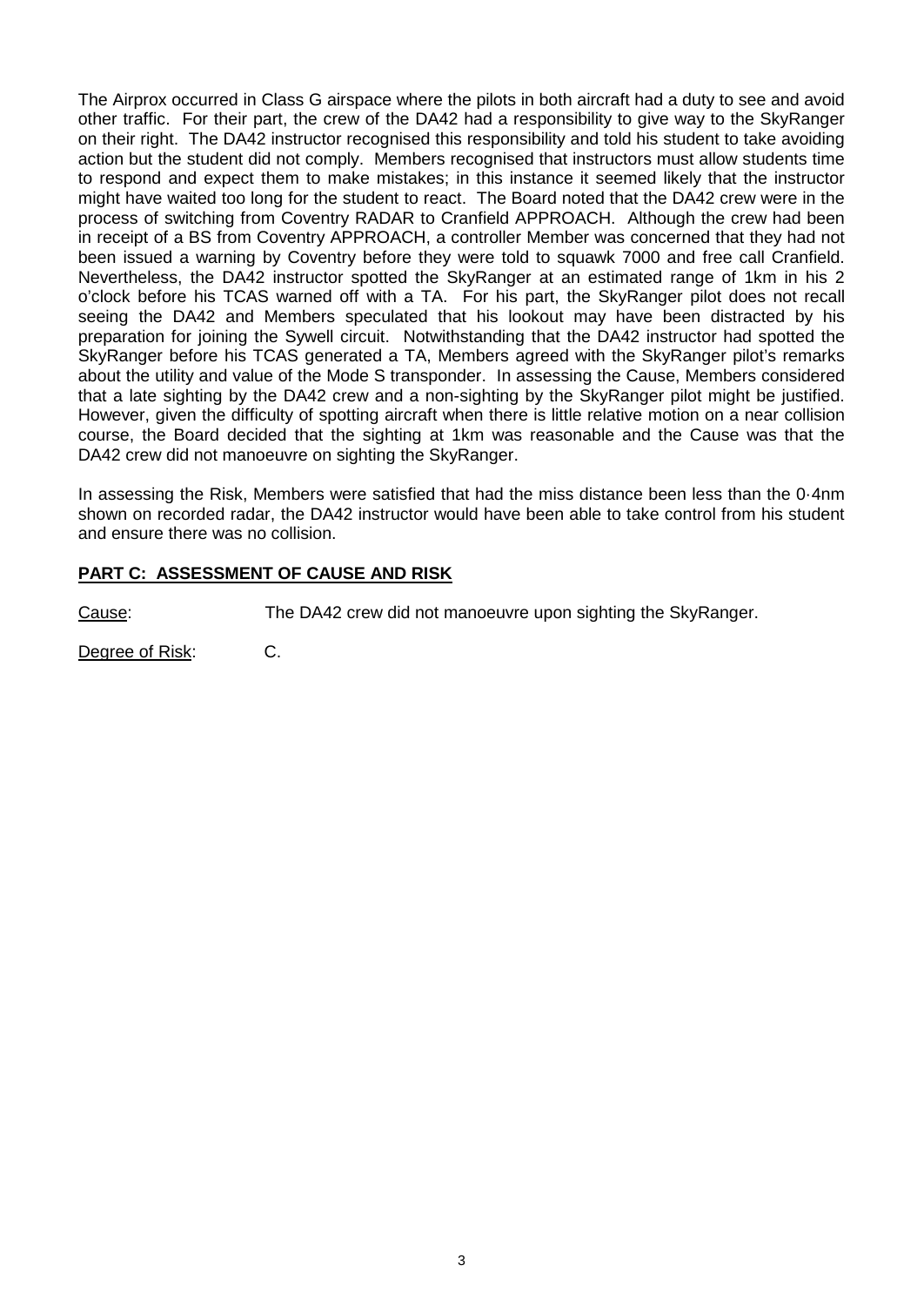The Airprox occurred in Class G airspace where the pilots in both aircraft had a duty to see and avoid other traffic. For their part, the crew of the DA42 had a responsibility to give way to the SkyRanger on their right. The DA42 instructor recognised this responsibility and told his student to take avoiding action but the student did not comply. Members recognised that instructors must allow students time to respond and expect them to make mistakes; in this instance it seemed likely that the instructor might have waited too long for the student to react. The Board noted that the DA42 crew were in the process of switching from Coventry RADAR to Cranfield APPROACH. Although the crew had been in receipt of a BS from Coventry APPROACH, a controller Member was concerned that they had not been issued a warning by Coventry before they were told to squawk 7000 and free call Cranfield. Nevertheless, the DA42 instructor spotted the SkyRanger at an estimated range of 1km in his 2 o'clock before his TCAS warned off with a TA. For his part, the SkyRanger pilot does not recall seeing the DA42 and Members speculated that his lookout may have been distracted by his preparation for joining the Sywell circuit. Notwithstanding that the DA42 instructor had spotted the SkyRanger before his TCAS generated a TA, Members agreed with the SkyRanger pilot's remarks about the utility and value of the Mode S transponder. In assessing the Cause, Members considered that a late sighting by the DA42 crew and a non-sighting by the SkyRanger pilot might be justified. However, given the difficulty of spotting aircraft when there is little relative motion on a near collision course, the Board decided that the sighting at 1km was reasonable and the Cause was that the DA42 crew did not manoeuvre on sighting the SkyRanger.

In assessing the Risk, Members were satisfied that had the miss distance been less than the 0·4nm shown on recorded radar, the DA42 instructor would have been able to take control from his student and ensure there was no collision.

## PART C: ASSESSMENT OF CAUSE AND RISK

Cause: The DA42 crew did not manoeuvre upon sighting the SkyRanger.

Degree of Risk: C.